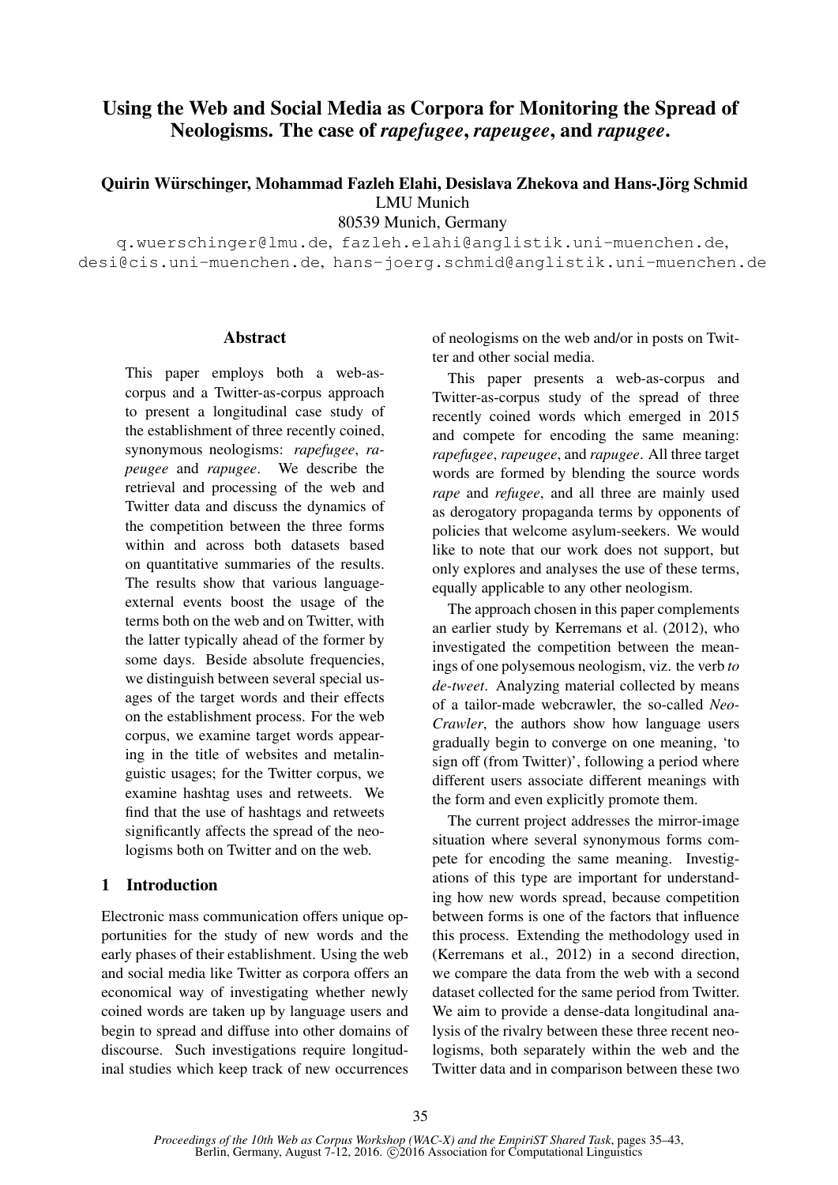# Using the Web and Social Media as Corpora for Monitoring the Spread of Neologisms. The case of *rapefugee*, *rapeugee*, and *rapugee*.

**Quirin Würschinger, Mohammad Fazleh Elahi, Desislava Zhekova and Hans-Jörg Schmid**
LMU Munich
80539 Munich, Germany
q.wuerschinger@lmu.de, fazleh.elahi@anglistik.uni-muenchen.de, desi@cis.uni-muenchen.de, hans-joerg.schmid@anglistik.uni-muenchen.de

## Abstract

This paper employs both a web-as-corpus and a Twitter-as-corpus approach to present a longitudinal case study of the establishment of three recently coined, synonymous neologisms: *rapefugee*, *rapeugee* and *rapugee*. We describe the retrieval and processing of the web and Twitter data and discuss the dynamics of the competition between the three forms within and across both datasets based on quantitative summaries of the results. The results show that various language-external events boost the usage of the terms both on the web and on Twitter, with the latter typically ahead of the former by some days. Beside absolute frequencies, we distinguish between several special usages of the target words and their effects on the establishment process. For the web corpus, we examine target words appearing in the title of websites and metalinguistic usages; for the Twitter corpus, we examine hashtag uses and retweets. We find that the use of hashtags and retweets significantly affects the spread of the neologisms both on Twitter and on the web.

## 1 Introduction

Electronic mass communication offers unique opportunities for the study of new words and the early phases of their establishment. Using the web and social media like Twitter as corpora offers an economical way of investigating whether newly coined words are taken up by language users and begin to spread and diffuse into other domains of discourse. Such investigations require longitudinal studies which keep track of new occurrences of neologisms on the web and/or in posts on Twitter and other social media.

This paper presents a web-as-corpus and Twitter-as-corpus study of the spread of three recently coined words which emerged in 2015 and compete for encoding the same meaning: *rapefugee*, *rapeugee*, and *rapugee*. All three target words are formed by blending the source words *rape* and *refugee*, and all three are mainly used as derogatory propaganda terms by opponents of policies that welcome asylum-seekers. We would like to note that our work does not support, but only explores and analyses the use of these terms, equally applicable to any other neologism.

The approach chosen in this paper complements an earlier study by Kerremans et al. (2012), who investigated the competition between the meanings of one polysemous neologism, viz. the verb *to de-tweet*. Analyzing material collected by means of a tailor-made webcrawler, the so-called *NeoCrawler*, the authors show how language users gradually begin to converge on one meaning, 'to sign off (from Twitter)', following a period where different users associate different meanings with the form and even explicitly promote them.

The current project addresses the mirror-image situation where several synonymous forms compete for encoding the same meaning. Investigations of this type are important for understanding how new words spread, because competition between forms is one of the factors that influence this process. Extending the methodology used in (Kerremans et al., 2012) in a second direction, we compare the data from the web with a second dataset collected for the same period from Twitter. We aim to provide a dense-data longitudinal analysis of the rivalry between these three recent neologisms, both separately within the web and the Twitter data and in comparison between these two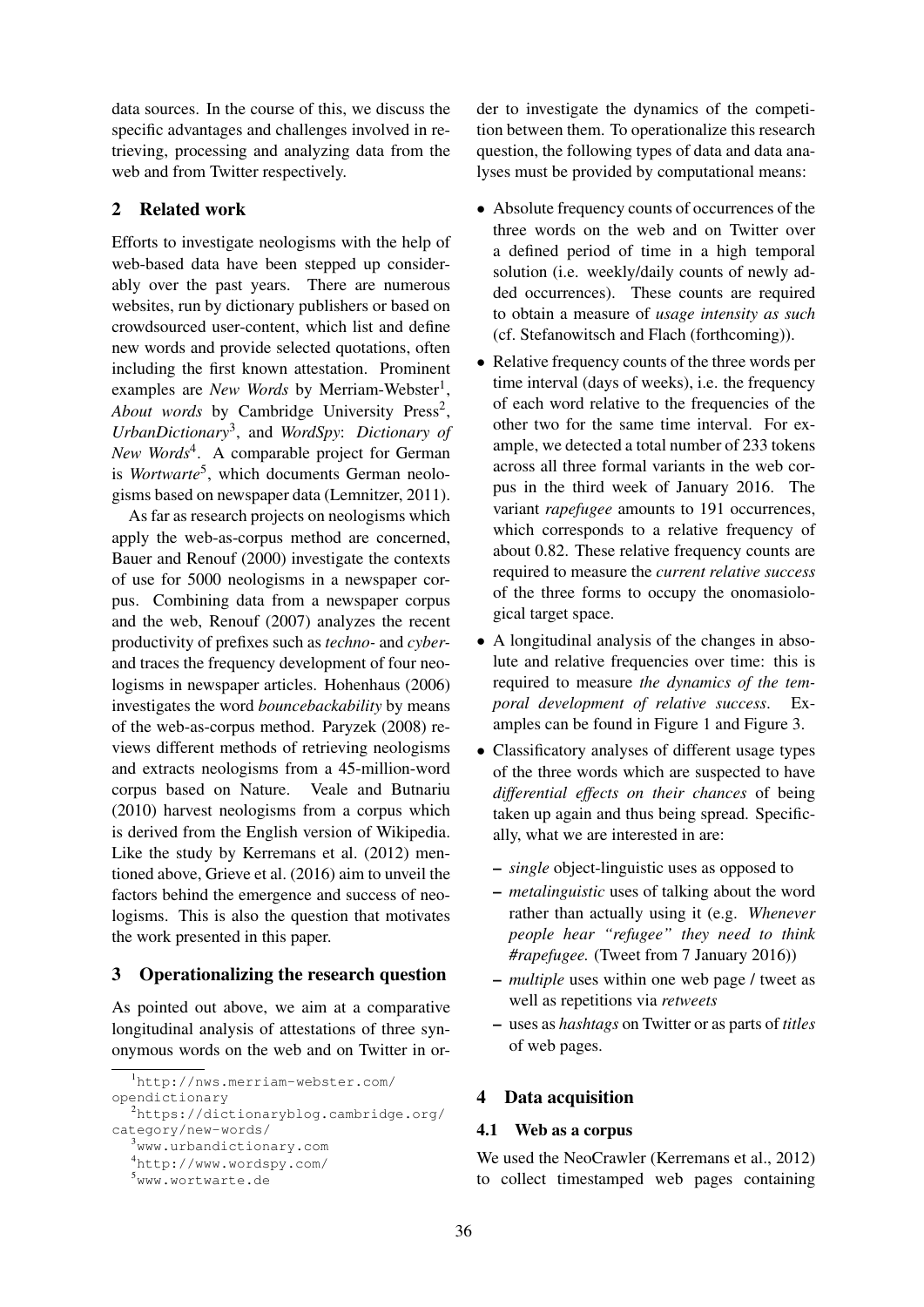data sources. In the course of this, we discuss the specific advantages and challenges involved in retrieving, processing and analyzing data from the web and from Twitter respectively.

## 2 Related work

Efforts to investigate neologisms with the help of web-based data have been stepped up considerably over the past years. There are numerous websites, run by dictionary publishers or based on crowdsourced user-content, which list and define new words and provide selected quotations, often including the first known attestation. Prominent examples are *New Words* by Merriam-Webster[1], *About words* by Cambridge University Press[2], *UrbanDictionary*[3], and *WordSpy*: *Dictionary of New Words*[4]. A comparable project for German is *Wortwarte*[5], which documents German neologisms based on newspaper data (Lemnitzer, 2011).

As far as research projects on neologisms which apply the web-as-corpus method are concerned, Bauer and Renouf (2000) investigate the contexts of use for 5000 neologisms in a newspaper corpus. Combining data from a newspaper corpus and the web, Renouf (2007) analyzes the recent productivity of prefixes such as *techno-* and *cyber-* and traces the frequency development of four neologisms in newspaper articles. Hohenhaus (2006) investigates the word *bouncebackability* by means of the web-as-corpus method. Paryzek (2008) reviews different methods of retrieving neologisms and extracts neologisms from a 45-million-word corpus based on Nature. Veale and Butnariu (2010) harvest neologisms from a corpus which is derived from the English version of Wikipedia. Like the study by Kerremans et al. (2012) mentioned above, Grieve et al. (2016) aim to unveil the factors behind the emergence and success of neologisms. This is also the question that motivates the work presented in this paper.

## 3 Operationalizing the research question

As pointed out above, we aim at a comparative longitudinal analysis of attestations of three synonymous words on the web and on Twitter in order to investigate the dynamics of the competition between them. To operationalize this research question, the following types of data and data analyses must be provided by computational means:

- Absolute frequency counts of occurrences of the three words on the web and on Twitter over a defined period of time in a high temporal solution (i.e. weekly/daily counts of newly added occurrences). These counts are required to obtain a measure of *usage intensity as such* (cf. Stefanowitsch and Flach (forthcoming)).
- Relative frequency counts of the three words per time interval (days of weeks), i.e. the frequency of each word relative to the frequencies of the other two for the same time interval. For example, we detected a total number of 233 tokens across all three formal variants in the web corpus in the third week of January 2016. The variant *rapefugee* amounts to 191 occurrences, which corresponds to a relative frequency of about 0.82. These relative frequency counts are required to measure the *current relative success* of the three forms to occupy the onomasiological target space.
- A longitudinal analysis of the changes in absolute and relative frequencies over time: this is required to measure *the dynamics of the temporal development of relative success*. Examples can be found in Figure 1 and Figure 3.
- Classificatory analyses of different usage types of the three words which are suspected to have *differential effects on their chances* of being taken up again and thus being spread. Specifically, what we are interested in are:
  - *single* object-linguistic uses as opposed to
  - *metalinguistic* uses of talking about the word rather than actually using it (e.g. *Whenever people hear "refugee" they need to think #rapefugee.* (Tweet from 7 January 2016))
  - *multiple* uses within one web page / tweet as well as repetitions via *retweets*
  - uses as *hashtags* on Twitter or as parts of *titles* of web pages.

## 4 Data acquisition

### 4.1 Web as a corpus

We used the NeoCrawler (Kerremans et al., 2012) to collect timestamped web pages containing

[1] http://nws.merriam-webster.com/opendictionary
[2] https://dictionaryblog.cambridge.org/category/new-words/
[3] www.urbandictionary.com
[4] http://www.wordspy.com/
[5] www.wortwarte.de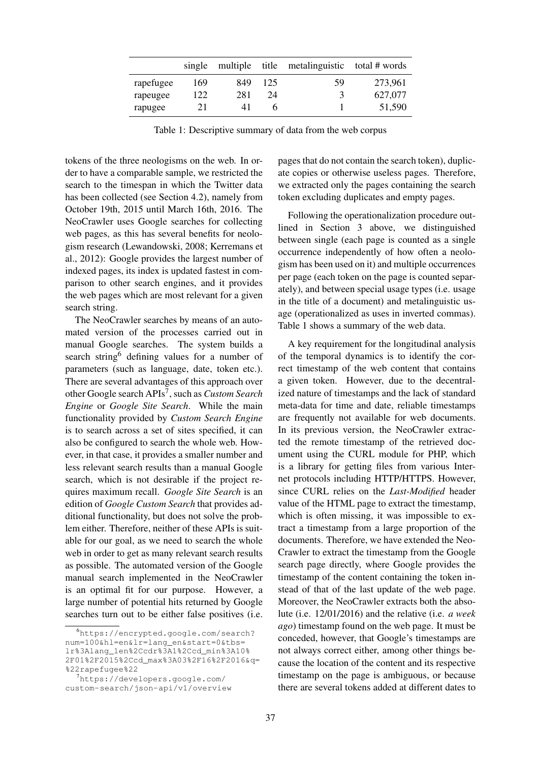| | single | multiple | title | metalinguistic | total # words |
|---|---|---|---|---|---|
| rapefugee | 169 | 849 | 125 | 59 | 273,961 |
| rapeugee | 122 | 281 | 24 | 3 | 627,077 |
| rapugee | 21 | 41 | 6 | 1 | 51,590 |

Table 1: Descriptive summary of data from the web corpus

tokens of the three neologisms on the web. In order to have a comparable sample, we restricted the search to the timespan in which the Twitter data has been collected (see Section 4.2), namely from October 19th, 2015 until March 16th, 2016. The NeoCrawler uses Google searches for collecting web pages, as this has several benefits for neologism research (Lewandowski, 2008; Kerremans et al., 2012): Google provides the largest number of indexed pages, its index is updated fastest in comparison to other search engines, and it provides the web pages which are most relevant for a given search string.

The NeoCrawler searches by means of an automated version of the processes carried out in manual Google searches. The system builds a search string[6] defining values for a number of parameters (such as language, date, token etc.). There are several advantages of this approach over other Google search APIs[7], such as *Custom Search Engine* or *Google Site Search*. While the main functionality provided by *Custom Search Engine* is to search across a set of sites specified, it can also be configured to search the whole web. However, in that case, it provides a smaller number and less relevant search results than a manual Google search, which is not desirable if the project requires maximum recall. *Google Site Search* is an edition of *Google Custom Search* that provides additional functionality, but does not solve the problem either. Therefore, neither of these APIs is suitable for our goal, as we need to search the whole web in order to get as many relevant search results as possible. The automated version of the Google manual search implemented in the NeoCrawler is an optimal fit for our purpose. However, a large number of potential hits returned by Google searches turn out to be either false positives (i.e. pages that do not contain the search token), duplicate copies or otherwise useless pages. Therefore, we extracted only the pages containing the search token excluding duplicates and empty pages.

Following the operationalization procedure outlined in Section 3 above, we distinguished between single (each page is counted as a single occurrence independently of how often a neologism has been used on it) and multiple occurrences per page (each token on the page is counted separately), and between special usage types (i.e. usage in the title of a document) and metalinguistic usage (operationalized as uses in inverted commas). Table 1 shows a summary of the web data.

A key requirement for the longitudinal analysis of the temporal dynamics is to identify the correct timestamp of the web content that contains a given token. However, due to the decentralized nature of timestamps and the lack of standard meta-data for time and date, reliable timestamps are frequently not available for web documents. In its previous version, the NeoCrawler extracted the remote timestamp of the retrieved document using the CURL module for PHP, which is a library for getting files from various Internet protocols including HTTP/HTTPS. However, since CURL relies on the *Last-Modified* header value of the HTML page to extract the timestamp, which is often missing, it was impossible to extract a timestamp from a large proportion of the documents. Therefore, we have extended the NeoCrawler to extract the timestamp from the Google search page directly, where Google provides the timestamp of the content containing the token instead of that of the last update of the web page. Moreover, the NeoCrawler extracts both the absolute (i.e. 12/01/2016) and the relative (i.e. *a week ago*) timestamp found on the web page. It must be conceded, however, that Google's timestamps are not always correct either, among other things because the location of the content and its respective timestamp on the page is ambiguous, or because there are several tokens added at different dates to

[6] https://encrypted.google.com/search?num=100&hl=en&lr=lang_en&start=0&tbs=lr%3Alang_1en%2Ccdr%3A1%2Ccd_min%3A10%2F01%2F2015%2Ccd_max%3A03%2F16%2F2016&q=%22rapefugee%22

[7] https://developers.google.com/custom-search/json-api/v1/overview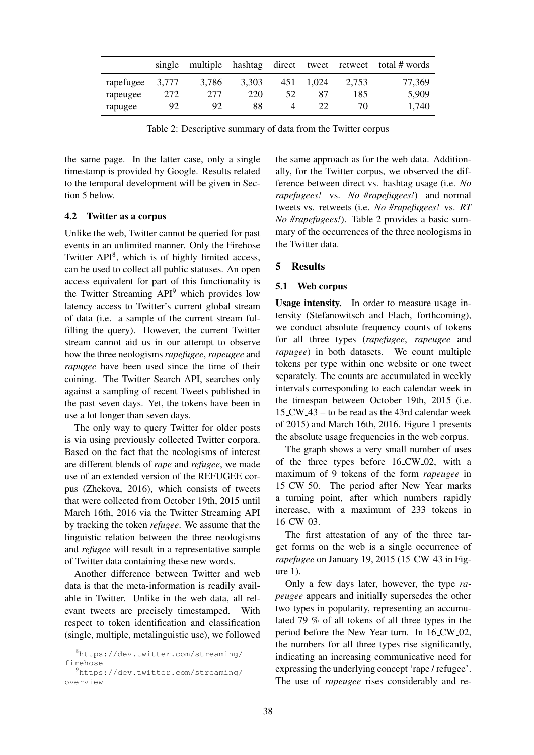| | single | multiple | hashtag | direct | tweet | retweet | total # words |
|---|---|---|---|---|---|---|---|
| rapefugee | 3,777 | 3,786 | 3,303 | 451 | 1,024 | 2,753 | 77,369 |
| rapeugee | 272 | 277 | 220 | 52 | 87 | 185 | 5,909 |
| rapugee | 92 | 92 | 88 | 4 | 22 | 70 | 1,740 |

Table 2: Descriptive summary of data from the Twitter corpus

the same page. In the latter case, only a single timestamp is provided by Google. Results related to the temporal development will be given in Section 5 below.

### 4.2 Twitter as a corpus

Unlike the web, Twitter cannot be queried for past events in an unlimited manner. Only the Firehose Twitter API[8], which is of highly limited access, can be used to collect all public statuses. An open access equivalent for part of this functionality is the Twitter Streaming API[9] which provides low latency access to Twitter's current global stream of data (i.e. a sample of the current stream fulfilling the query). However, the current Twitter stream cannot aid us in our attempt to observe how the three neologisms *rapefugee*, *rapeugee* and *rapugee* have been used since the time of their coining. The Twitter Search API, searches only against a sampling of recent Tweets published in the past seven days. Yet, the tokens have been in use a lot longer than seven days.

The only way to query Twitter for older posts is via using previously collected Twitter corpora. Based on the fact that the neologisms of interest are different blends of *rape* and *refugee*, we made use of an extended version of the REFUGEE corpus (Zhekova, 2016), which consists of tweets that were collected from October 19th, 2015 until March 16th, 2016 via the Twitter Streaming API by tracking the token *refugee*. We assume that the linguistic relation between the three neologisms and *refugee* will result in a representative sample of Twitter data containing these new words.

Another difference between Twitter and web data is that the meta-information is readily available in Twitter. Unlike in the web data, all relevant tweets are precisely timestamped. With respect to token identification and classification (single, multiple, metalinguistic use), we followed the same approach as for the web data. Additionally, for the Twitter corpus, we observed the difference between direct vs. hashtag usage (i.e. *No rapefugees!* vs. *No #rapefugees!*) and normal tweets vs. retweets (i.e. *No #rapefugees!* vs. *RT No #rapefugees!*). Table 2 provides a basic summary of the occurrences of the three neologisms in the Twitter data.

## 5 Results

### 5.1 Web corpus

**Usage intensity.** In order to measure usage intensity (Stefanowitsch and Flach, forthcoming), we conduct absolute frequency counts of tokens for all three types (*rapefugee*, *rapeugee* and *rapugee*) in both datasets. We count multiple tokens per type within one website or one tweet separately. The counts are accumulated in weekly intervals corresponding to each calendar week in the timespan between October 19th, 2015 (i.e. 15_CW_43 – to be read as the 43rd calendar week of 2015) and March 16th, 2016. Figure 1 presents the absolute usage frequencies in the web corpus.

The graph shows a very small number of uses of the three types before 16_CW_02, with a maximum of 9 tokens of the form *rapeugee* in 15_CW_50. The period after New Year marks a turning point, after which numbers rapidly increase, with a maximum of 233 tokens in 16_CW_03.

The first attestation of any of the three target forms on the web is a single occurrence of *rapefugee* on January 19, 2015 (15_CW_43 in Figure 1).

Only a few days later, however, the type *rapeugee* appears and initially supersedes the other two types in popularity, representing an accumulated 79 % of all tokens of all three types in the period before the New Year turn. In 16_CW_02, the numbers for all three types rise significantly, indicating an increasing communicative need for expressing the underlying concept 'rape / refugee'. The use of *rapeugee* rises considerably and re-

[8] https://dev.twitter.com/streaming/firehose

[9] https://dev.twitter.com/streaming/overview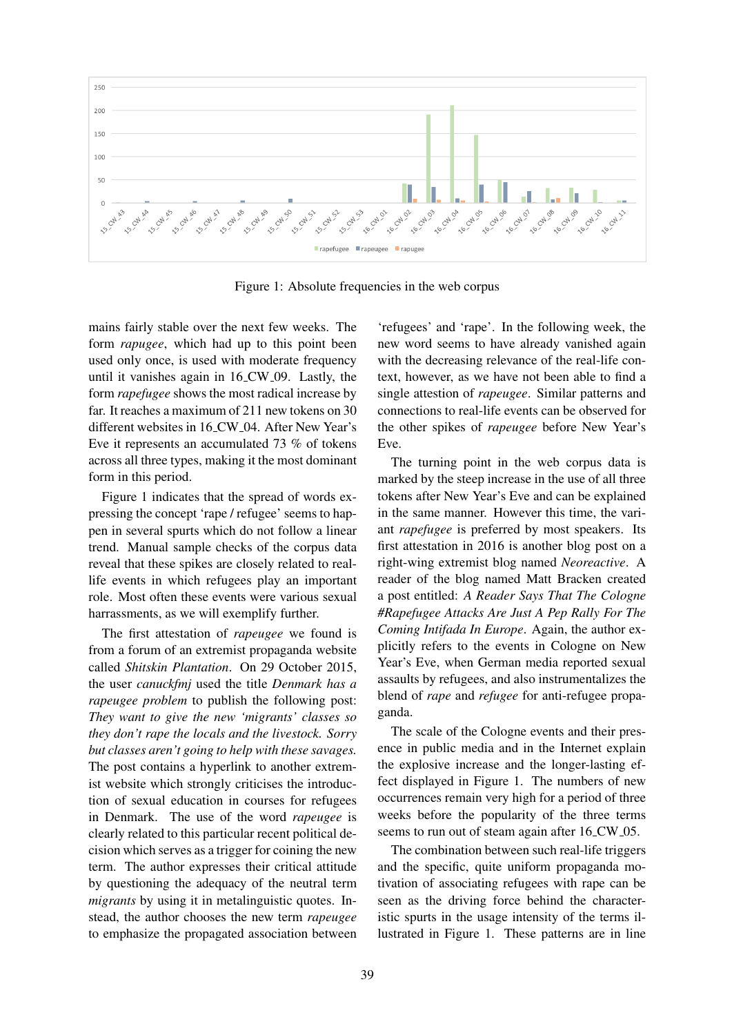250
200
150
100
50
0

15_CW_43 15_CW_44 15_CW_45 15_CW_46 15_CW_47 15_CW_48 15_CW_49 15_CW_50 15_CW_51 15_CW_52 15_CW_53 16_CW_01 16_CW_02 16_CW_03 16_CW_04 16_CW_05 16_CW_06 16_CW_07 16_CW_08 16_CW_09 16_CW_10 16_CW_11

rapefugee rapeugee rapugee

Figure 1: Absolute frequencies in the web corpus

mains fairly stable over the next few weeks. The form *rapugee*, which had up to this point been used only once, is used with moderate frequency until it vanishes again in 16_CW_09. Lastly, the form *rapefugee* shows the most radical increase by far. It reaches a maximum of 211 new tokens on 30 different websites in 16_CW_04. After New Year's Eve it represents an accumulated 73 % of tokens across all three types, making it the most dominant form in this period.

Figure 1 indicates that the spread of words expressing the concept 'rape / refugee' seems to happen in several spurts which do not follow a linear trend. Manual sample checks of the corpus data reveal that these spikes are closely related to real-life events in which refugees play an important role. Most often these events were various sexual harrassments, as we will exemplify further.

The first attestation of *rapeugee* we found is from a forum of an extremist propaganda website called *Shitskin Plantation*. On 29 October 2015, the user *canuckfmj* used the title *Denmark has a rapeugee problem* to publish the following post: *They want to give the new 'migrants' classes so they don't rape the locals and the livestock. Sorry but classes aren't going to help with these savages.* The post contains a hyperlink to another extremist website which strongly criticises the introduction of sexual education in courses for refugees in Denmark. The use of the word *rapeugee* is clearly related to this particular recent political decision which serves as a trigger for coining the new term. The author expresses their critical attitude by questioning the adequacy of the neutral term *migrants* by using it in metalinguistic quotes. Instead, the author chooses the new term *rapeugee* to emphasize the propagated association between 'refugees' and 'rape'. In the following week, the new word seems to have already vanished again with the decreasing relevance of the real-life context, however, as we have not been able to find a single attestion of *rapeugee*. Similar patterns and connections to real-life events can be observed for the other spikes of *rapeugee* before New Year's Eve.

The turning point in the web corpus data is marked by the steep increase in the use of all three tokens after New Year's Eve and can be explained in the same manner. However this time, the variant *rapefugee* is preferred by most speakers. Its first attestation in 2016 is another blog post on a right-wing extremist blog named *Neoreactive*. A reader of the blog named Matt Bracken created a post entitled: *A Reader Says That The Cologne #Rapefugee Attacks Are Just A Pep Rally For The Coming Intifada In Europe*. Again, the author explicitly refers to the events in Cologne on New Year's Eve, when German media reported sexual assaults by refugees, and also instrumentalizes the blend of *rape* and *refugee* for anti-refugee propaganda.

The scale of the Cologne events and their presence in public media and in the Internet explain the explosive increase and the longer-lasting effect displayed in Figure 1. The numbers of new occurrences remain very high for a period of three weeks before the popularity of the three terms seems to run out of steam again after 16_CW_05.

The combination between such real-life triggers and the specific, quite uniform propaganda motivation of associating refugees with rape can be seen as the driving force behind the characteristic spurts in the usage intensity of the terms illustrated in Figure 1. These patterns are in line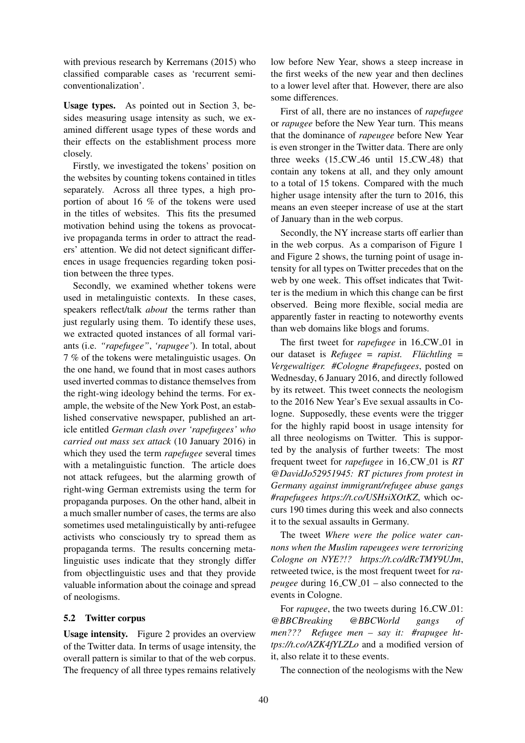with previous research by Kerremans (2015) who classified comparable cases as 'recurrent semi-conventionalization'.

**Usage types.** As pointed out in Section 3, besides measuring usage intensity as such, we examined different usage types of these words and their effects on the establishment process more closely.

Firstly, we investigated the tokens' position on the websites by counting tokens contained in titles separately. Across all three types, a high proportion of about 16 % of the tokens were used in the titles of websites. This fits the presumed motivation behind using the tokens as provocative propaganda terms in order to attract the readers' attention. We did not detect significant differences in usage frequencies regarding token position between the three types.

Secondly, we examined whether tokens were used in metalinguistic contexts. In these cases, speakers reflect/talk *about* the terms rather than just regularly using them. To identify these uses, we extracted quoted instances of all formal variants (i.e. *"rapefugee"*, *'rapugee'*). In total, about 7 % of the tokens were metalinguistic usages. On the one hand, we found that in most cases authors used inverted commas to distance themselves from the right-wing ideology behind the terms. For example, the website of the New York Post, an established conservative newspaper, published an article entitled *German clash over 'rapefugees' who carried out mass sex attack* (10 January 2016) in which they used the term *rapefugee* several times with a metalinguistic function. The article does not attack refugees, but the alarming growth of right-wing German extremists using the term for propaganda purposes. On the other hand, albeit in a much smaller number of cases, the terms are also sometimes used metalinguistically by anti-refugee activists who consciously try to spread them as propaganda terms. The results concerning metalinguistic uses indicate that they strongly differ from objectlinguistic uses and that they provide valuable information about the coinage and spread of neologisms.

### 5.2 Twitter corpus

**Usage intensity.** Figure 2 provides an overview of the Twitter data. In terms of usage intensity, the overall pattern is similar to that of the web corpus. The frequency of all three types remains relatively low before New Year, shows a steep increase in the first weeks of the new year and then declines to a lower level after that. However, there are also some differences.

First of all, there are no instances of *rapefugee* or *rapugee* before the New Year turn. This means that the dominance of *rapeugee* before New Year is even stronger in the Twitter data. There are only three weeks (15_CW_46 until 15_CW_48) that contain any tokens at all, and they only amount to a total of 15 tokens. Compared with the much higher usage intensity after the turn to 2016, this means an even steeper increase of use at the start of January than in the web corpus.

Secondly, the NY increase starts off earlier than in the web corpus. As a comparison of Figure 1 and Figure 2 shows, the turning point of usage intensity for all types on Twitter precedes that on the web by one week. This offset indicates that Twitter is the medium in which this change can be first observed. Being more flexible, social media are apparently faster in reacting to noteworthy events than web domains like blogs and forums.

The first tweet for *rapefugee* in 16_CW_01 in our dataset is *Refugee = rapist. Flüchtling = Vergewaltiger. #Cologne #rapefugees*, posted on Wednesday, 6 January 2016, and directly followed by its retweet. This tweet connects the neologism to the 2016 New Year's Eve sexual assaults in Cologne. Supposedly, these events were the trigger for the highly rapid boost in usage intensity for all three neologisms on Twitter. This is supported by the analysis of further tweets: The most frequent tweet for *rapefugee* in 16_CW_01 is *RT @DavidJo52951945: RT pictures from protest in Germany against immigrant/refugee abuse gangs #rapefugees https://t.co/USHsiXOtKZ*, which occurs 190 times during this week and also connects it to the sexual assaults in Germany.

The tweet *Where were the police water cannons when the Muslim rapeugees were terrorizing Cologne on NYE?!? https://t.co/dRcTMY9UJm*, retweeted twice, is the most frequent tweet for *rapeugee* during 16_CW_01 – also connected to the events in Cologne.

For *rapugee*, the two tweets during 16_CW_01: *@BBCBreaking @BBCWorld gangs of men??? Refugee men – say it: #rapugee https://t.co/AZK4fYLZLo* and a modified version of it, also relate it to these events.

The connection of the neologisms with the New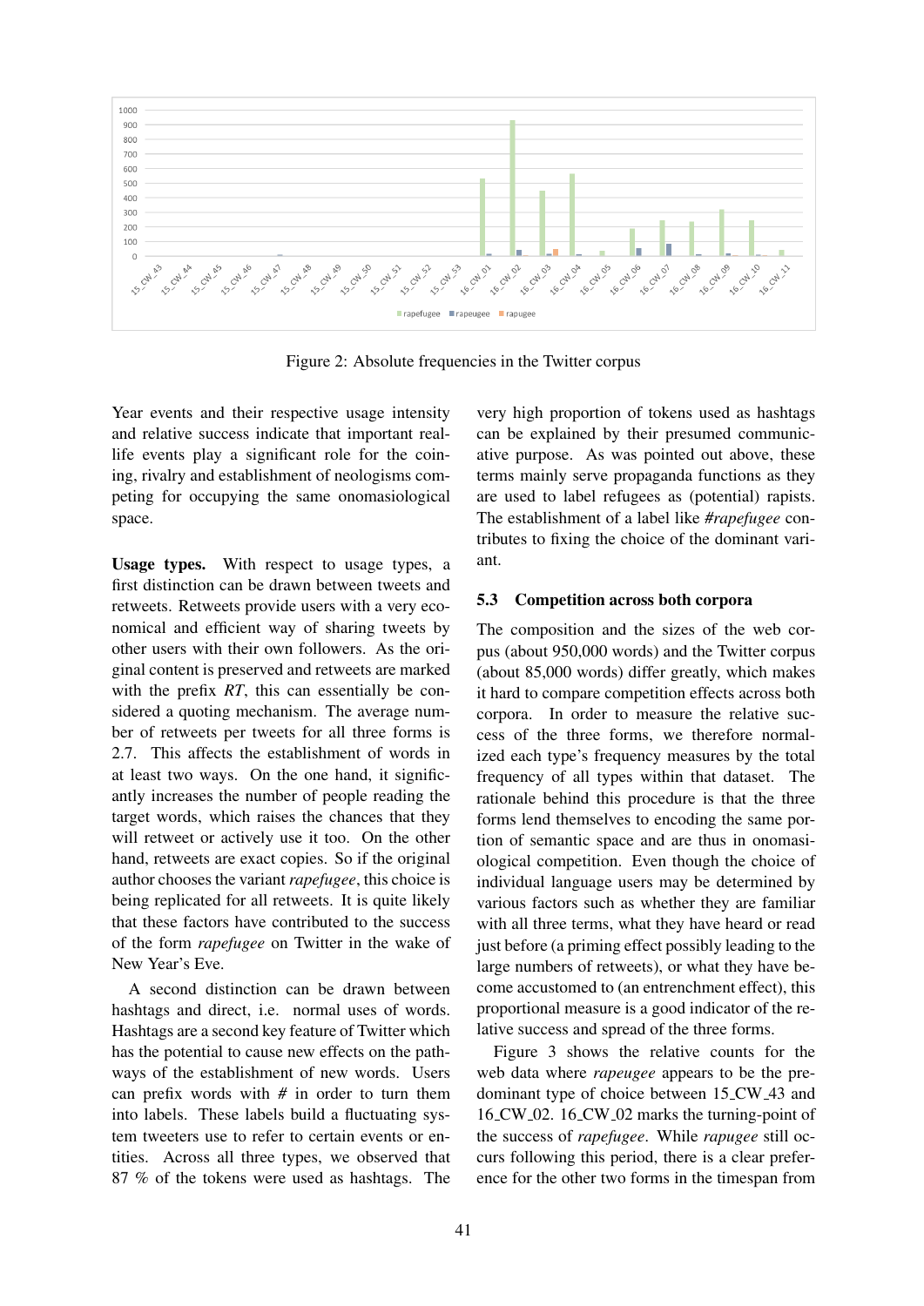1000
900
800
700
600
500
400
300
200
100
0

15_CW_43 15_CW_44 15_CW_45 15_CW_46 15_CW_47 15_CW_48 15_CW_49 15_CW_50 15_CW_51 15_CW_52 15_CW_53 16_CW_01 16_CW_02 16_CW_03 16_CW_04 16_CW_05 16_CW_06 16_CW_07 16_CW_08 16_CW_09 16_CW_10 16_CW_11

rapefugee rapeugee rapugee

Figure 2: Absolute frequencies in the Twitter corpus

Year events and their respective usage intensity and relative success indicate that important real-life events play a significant role for the coining, rivalry and establishment of neologisms competing for occupying the same onomasiological space.

**Usage types.** With respect to usage types, a first distinction can be drawn between tweets and retweets. Retweets provide users with a very economical and efficient way of sharing tweets by other users with their own followers. As the original content is preserved and retweets are marked with the prefix *RT*, this can essentially be considered a quoting mechanism. The average number of retweets per tweets for all three forms is 2.7. This affects the establishment of words in at least two ways. On the one hand, it significantly increases the number of people reading the target words, which raises the chances that they will retweet or actively use it too. On the other hand, retweets are exact copies. So if the original author chooses the variant *rapefugee*, this choice is being replicated for all retweets. It is quite likely that these factors have contributed to the success of the form *rapefugee* on Twitter in the wake of New Year's Eve.

A second distinction can be drawn between hashtags and direct, i.e. normal uses of words. Hashtags are a second key feature of Twitter which has the potential to cause new effects on the pathways of the establishment of new words. Users can prefix words with # in order to turn them into labels. These labels build a fluctuating system tweeters use to refer to certain events or entities. Across all three types, we observed that 87 % of the tokens were used as hashtags. The very high proportion of tokens used as hashtags can be explained by their presumed communicative purpose. As was pointed out above, these terms mainly serve propaganda functions as they are used to label refugees as (potential) rapists. The establishment of a label like *#rapefugee* contributes to fixing the choice of the dominant variant.

### 5.3 Competition across both corpora

The composition and the sizes of the web corpus (about 950,000 words) and the Twitter corpus (about 85,000 words) differ greatly, which makes it hard to compare competition effects across both corpora. In order to measure the relative success of the three forms, we therefore normalized each type's frequency measures by the total frequency of all types within that dataset. The rationale behind this procedure is that the three forms lend themselves to encoding the same portion of semantic space and are thus in onomasiological competition. Even though the choice of individual language users may be determined by various factors such as whether they are familiar with all three terms, what they have heard or read just before (a priming effect possibly leading to the large numbers of retweets), or what they have become accustomed to (an entrenchment effect), this proportional measure is a good indicator of the relative success and spread of the three forms.

Figure 3 shows the relative counts for the web data where *rapeugee* appears to be the predominant type of choice between 15_CW_43 and 16_CW_02. 16_CW_02 marks the turning-point of the success of *rapefugee*. While *rapugee* still occurs following this period, there is a clear preference for the other two forms in the timespan from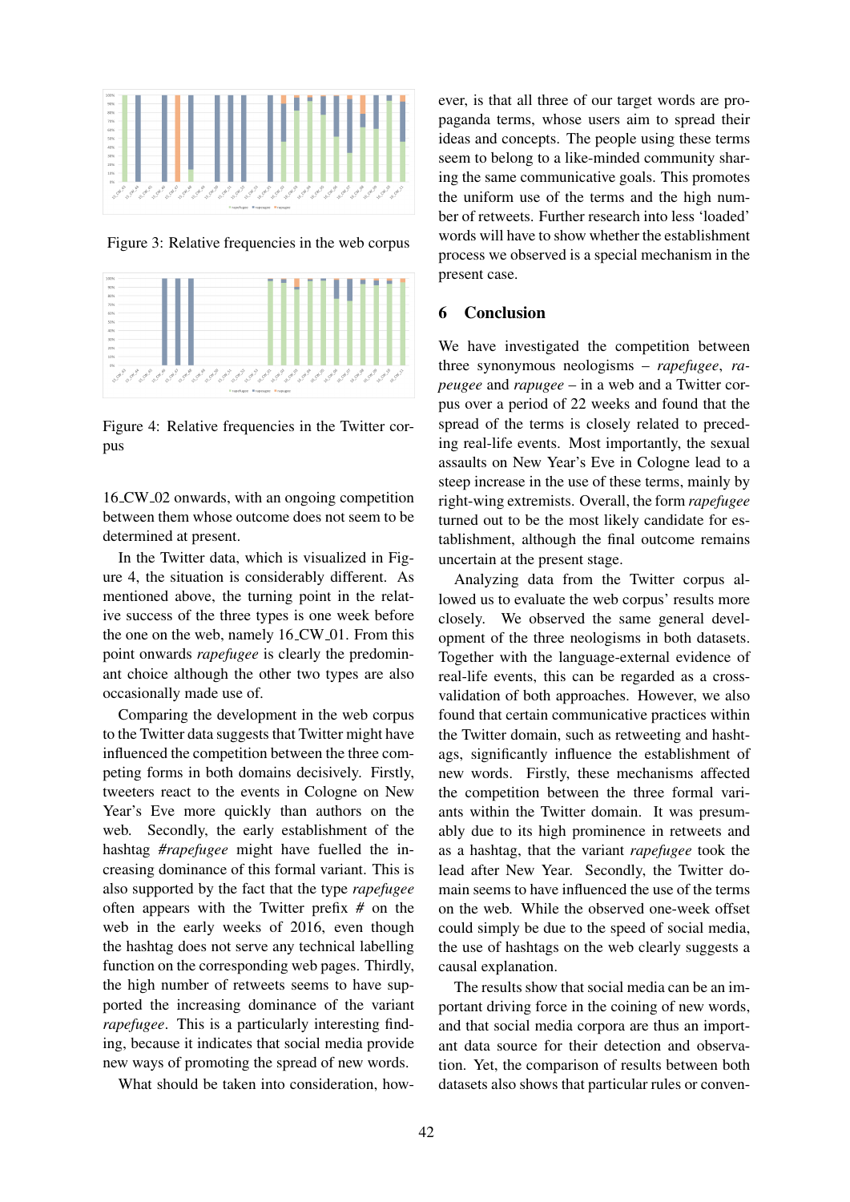Figure 3: Relative frequencies in the web corpus

Figure 4: Relative frequencies in the Twitter corpus

16_CW_02 onwards, with an ongoing competition between them whose outcome does not seem to be determined at present.

In the Twitter data, which is visualized in Figure 4, the situation is considerably different. As mentioned above, the turning point in the relative success of the three types is one week before the one on the web, namely 16_CW_01. From this point onwards *rapefugee* is clearly the predominant choice although the other two types are also occasionally made use of.

Comparing the development in the web corpus to the Twitter data suggests that Twitter might have influenced the competition between the three competing forms in both domains decisively. Firstly, tweeters react to the events in Cologne on New Year's Eve more quickly than authors on the web. Secondly, the early establishment of the hashtag *#rapefugee* might have fuelled the increasing dominance of this formal variant. This is also supported by the fact that the type *rapefugee* often appears with the Twitter prefix # on the web in the early weeks of 2016, even though the hashtag does not serve any technical labelling function on the corresponding web pages. Thirdly, the high number of retweets seems to have supported the increasing dominance of the variant *rapefugee*. This is a particularly interesting finding, because it indicates that social media provide new ways of promoting the spread of new words.

What should be taken into consideration, however, is that all three of our target words are propaganda terms, whose users aim to spread their ideas and concepts. The people using these terms seem to belong to a like-minded community sharing the same communicative goals. This promotes the uniform use of the terms and the high number of retweets. Further research into less 'loaded' words will have to show whether the establishment process we observed is a special mechanism in the present case.

## 6 Conclusion

We have investigated the competition between three synonymous neologisms – *rapefugee*, *rapeugee* and *rapugee* – in a web and a Twitter corpus over a period of 22 weeks and found that the spread of the terms is closely related to preceding real-life events. Most importantly, the sexual assaults on New Year's Eve in Cologne lead to a steep increase in the use of these terms, mainly by right-wing extremists. Overall, the form *rapefugee* turned out to be the most likely candidate for establishment, although the final outcome remains uncertain at the present stage.

Analyzing data from the Twitter corpus allowed us to evaluate the web corpus' results more closely. We observed the same general development of the three neologisms in both datasets. Together with the language-external evidence of real-life events, this can be regarded as a cross-validation of both approaches. However, we also found that certain communicative practices within the Twitter domain, such as retweeting and hashtags, significantly influence the establishment of new words. Firstly, these mechanisms affected the competition between the three formal variants within the Twitter domain. It was presumably due to its high prominence in retweets and as a hashtag, that the variant *rapefugee* took the lead after New Year. Secondly, the Twitter domain seems to have influenced the use of the terms on the web. While the observed one-week offset could simply be due to the speed of social media, the use of hashtags on the web clearly suggests a causal explanation.

The results show that social media can be an important driving force in the coining of new words, and that social media corpora are thus an important data source for their detection and observation. Yet, the comparison of results between both datasets also shows that particular rules or conven-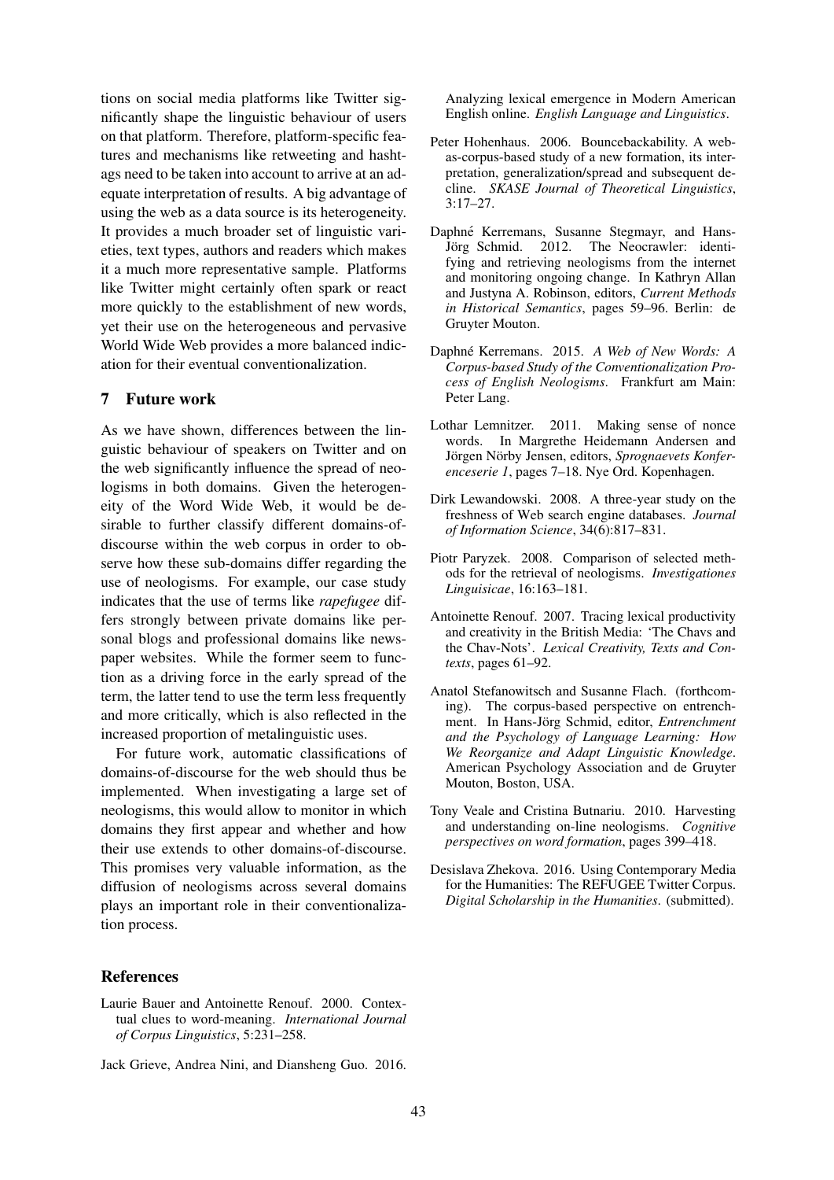tions on social media platforms like Twitter significantly shape the linguistic behaviour of users on that platform. Therefore, platform-specific features and mechanisms like retweeting and hashtags need to be taken into account to arrive at an adequate interpretation of results. A big advantage of using the web as a data source is its heterogeneity. It provides a much broader set of linguistic varieties, text types, authors and readers which makes it a much more representative sample. Platforms like Twitter might certainly often spark or react more quickly to the establishment of new words, yet their use on the heterogeneous and pervasive World Wide Web provides a more balanced indication for their eventual conventionalization.

## 7 Future work

As we have shown, differences between the linguistic behaviour of speakers on Twitter and on the web significantly influence the spread of neologisms in both domains. Given the heterogeneity of the Word Wide Web, it would be desirable to further classify different domains-of-discourse within the web corpus in order to observe how these sub-domains differ regarding the use of neologisms. For example, our case study indicates that the use of terms like *rapefugee* differs strongly between private domains like personal blogs and professional domains like newspaper websites. While the former seem to function as a driving force in the early spread of the term, the latter tend to use the term less frequently and more critically, which is also reflected in the increased proportion of metalinguistic uses.

For future work, automatic classifications of domains-of-discourse for the web should thus be implemented. When investigating a large set of neologisms, this would allow to monitor in which domains they first appear and whether and how their use extends to other domains-of-discourse. This promises very valuable information, as the diffusion of neologisms across several domains plays an important role in their conventionalization process.

## References

Laurie Bauer and Antoinette Renouf. 2000. Contextual clues to word-meaning. *International Journal of Corpus Linguistics*, 5:231–258.

Jack Grieve, Andrea Nini, and Diansheng Guo. 2016. Analyzing lexical emergence in Modern American English online. *English Language and Linguistics*.

Peter Hohenhaus. 2006. Bouncebackability. A web-as-corpus-based study of a new formation, its interpretation, generalization/spread and subsequent decline. *SKASE Journal of Theoretical Linguistics*, 3:17–27.

Daphné Kerremans, Susanne Stegmayr, and Hans-Jörg Schmid. 2012. The Neocrawler: identifying and retrieving neologisms from the internet and monitoring ongoing change. In Kathryn Allan and Justyna A. Robinson, editors, *Current Methods in Historical Semantics*, pages 59–96. Berlin: de Gruyter Mouton.

Daphné Kerremans. 2015. *A Web of New Words: A Corpus-based Study of the Conventionalization Process of English Neologisms*. Frankfurt am Main: Peter Lang.

Lothar Lemnitzer. 2011. Making sense of nonce words. In Margrethe Heidemann Andersen and Jörgen Nörby Jensen, editors, *Sprognaevets Konferenceserie 1*, pages 7–18. Nye Ord. Kopenhagen.

Dirk Lewandowski. 2008. A three-year study on the freshness of Web search engine databases. *Journal of Information Science*, 34(6):817–831.

Piotr Paryzek. 2008. Comparison of selected methods for the retrieval of neologisms. *Investigationes Linguisicae*, 16:163–181.

Antoinette Renouf. 2007. Tracing lexical productivity and creativity in the British Media: 'The Chavs and the Chav-Nots'. *Lexical Creativity, Texts and Contexts*, pages 61–92.

Anatol Stefanowitsch and Susanne Flach. (forthcoming). The corpus-based perspective on entrenchment. In Hans-Jörg Schmid, editor, *Entrenchment and the Psychology of Language Learning: How We Reorganize and Adapt Linguistic Knowledge*. American Psychology Association and de Gruyter Mouton, Boston, USA.

Tony Veale and Cristina Butnariu. 2010. Harvesting and understanding on-line neologisms. *Cognitive perspectives on word formation*, pages 399–418.

Desislava Zhekova. 2016. Using Contemporary Media for the Humanities: The REFUGEE Twitter Corpus. *Digital Scholarship in the Humanities*. (submitted).